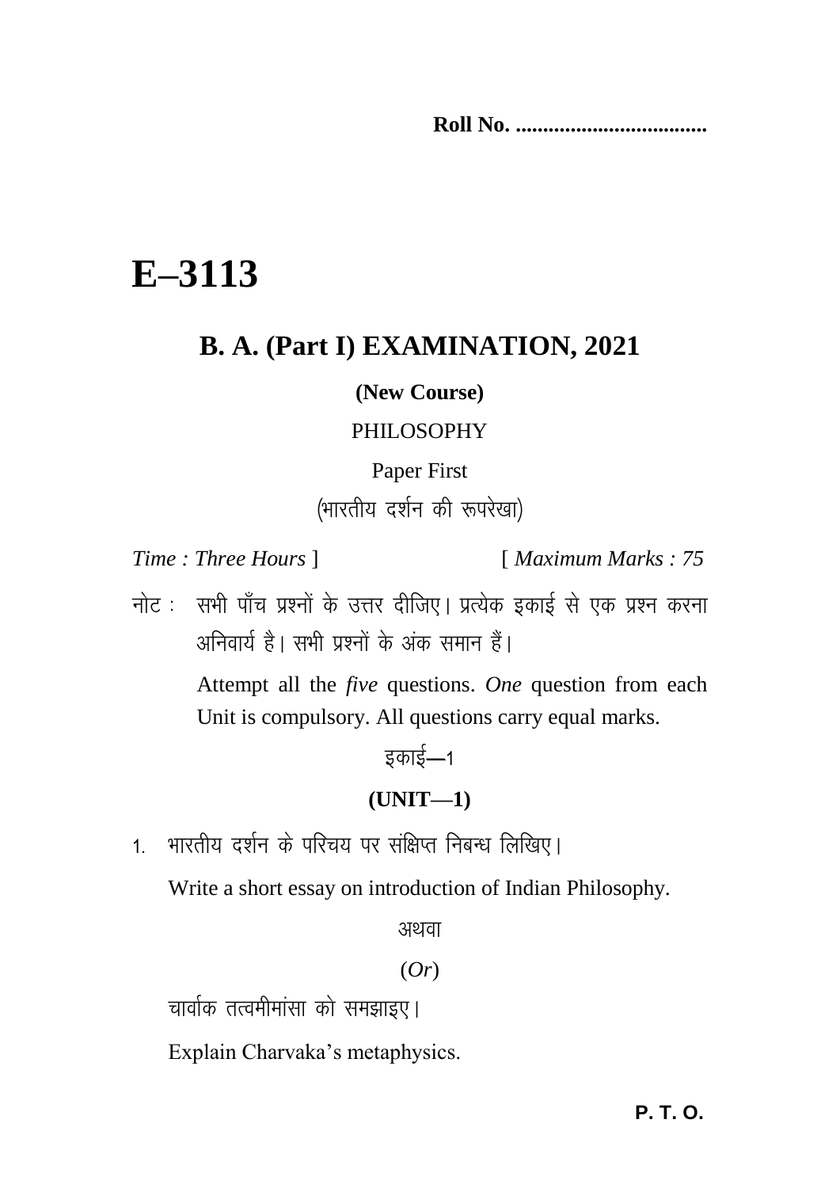**Roll No. ..................................**

# E–3113

## B. A. (Part I) EXAMINATION, 2021

**(New Course)**

PHILOSOPHY

Paper First

(भारतीय दर्शन की रूपरेखा)

*Time : Three Hours* ] [ *Maximum Marks : 75*

नोट : सभी पाँच प्रश्नों के उत्तर दीजिए। प्रत्येक इकाई से एक प्रश्न करना अनिवार्य है। सभी प्रश्नों के अंक समान हैं।

Attempt all the *five* questions. *One* question from each Unit is compulsory. All questions carry equal marks.

इकाई—1

**(UNIT—1)**

1. भारतीय दर्शन के परिचय पर संक्षिप्त निबन्ध लिखिए।

   Write a short essay on introduction of Indian Philosophy.

   अथवा

   (*Or*)

   चार्वाक तत्वमीमांसा को समझाइए।

   Explain Charvaka's metaphysics.

**P. T. O.**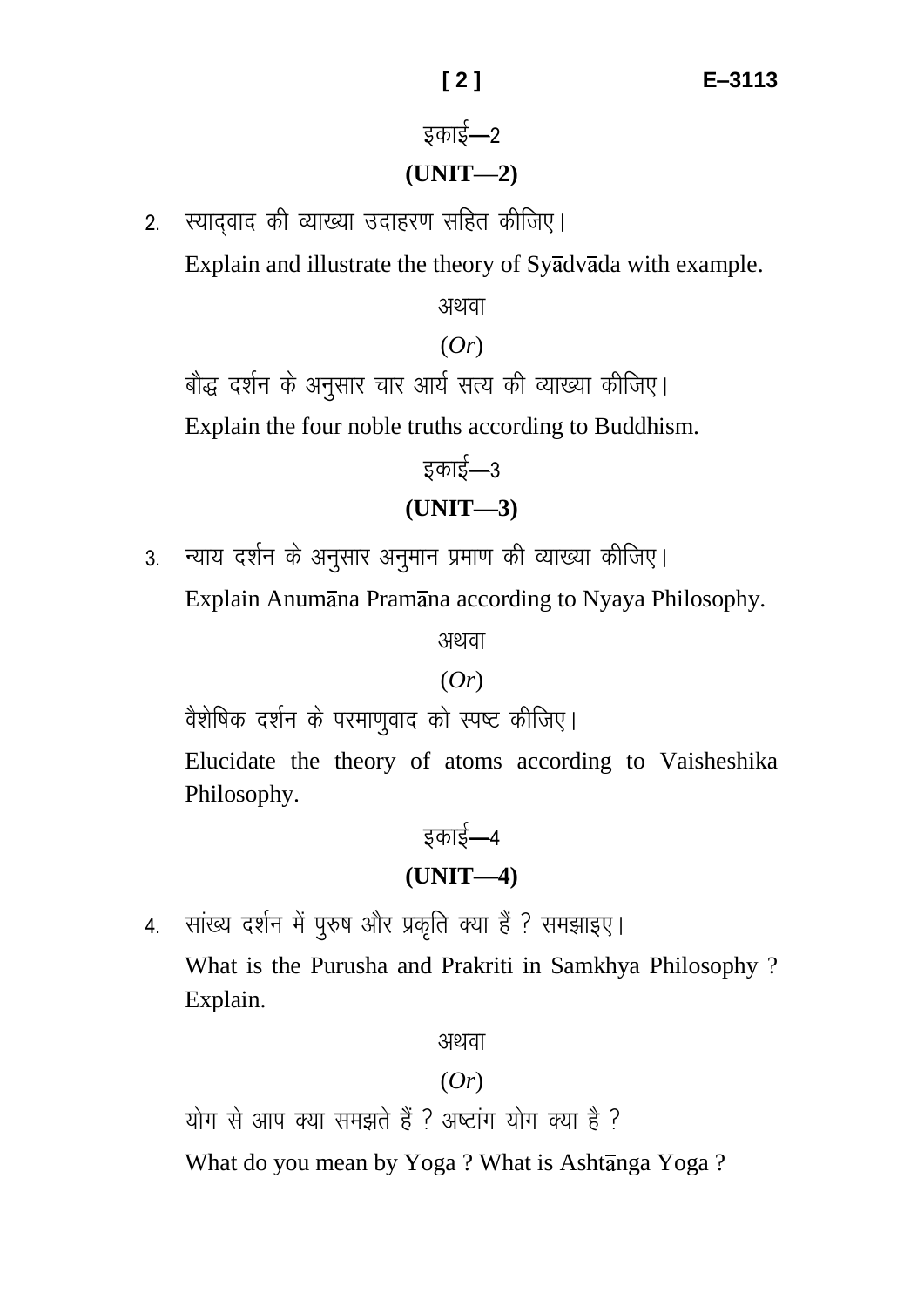## इकाई—2

## (UNIT—2)

2. स्याद्वाद की व्याख्या उदाहरण सहित कीजिए।

   Explain and illustrate the theory of Syādvāda with example.

अथवा

(*Or*)

बौद्ध दर्शन के अनुसार चार आर्य सत्य की व्याख्या कीजिए।

Explain the four noble truths according to Buddhism.

## इकाई—3

## (UNIT—3)

3. न्याय दर्शन के अनुसार अनुमान प्रमाण की व्याख्या कीजिए।

   Explain Anumāna Pramāna according to Nyaya Philosophy.

अथवा

(*Or*)

वैशेषिक दर्शन के परमाणुवाद को स्पष्ट कीजिए।

Elucidate the theory of atoms according to Vaisheshika Philosophy.

## इकाई—4

## (UNIT—4)

4. सांख्य दर्शन में पुरुष और प्रकृति क्या हैं ? समझाइए।

   What is the Purusha and Prakriti in Samkhya Philosophy ? Explain.

अथवा

(*Or*)

योग से आप क्या समझते हैं ? अष्टांग योग क्या है ?

What do you mean by Yoga ? What is Ashtānga Yoga ?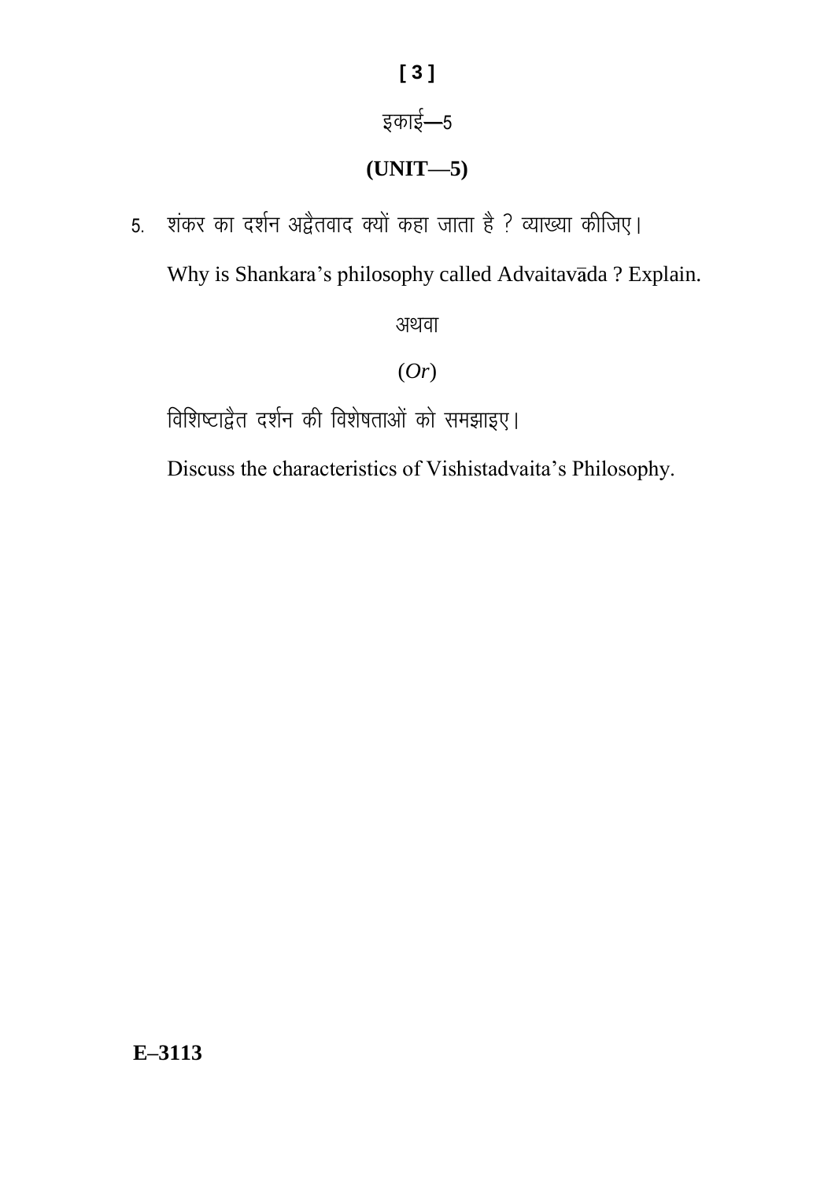## इकाई—5

## (UNIT—5)

5. शंकर का दर्शन अद्वैतवाद क्यों कहा जाता है ? व्याख्या कीजिए।

   Why is Shankara's philosophy called Advaitavāda ? Explain.

   अथवा

   (*Or*)

   विशिष्टाद्वैत दर्शन की विशेषताओं को समझाइए।

   Discuss the characteristics of Vishistadvaita's Philosophy.